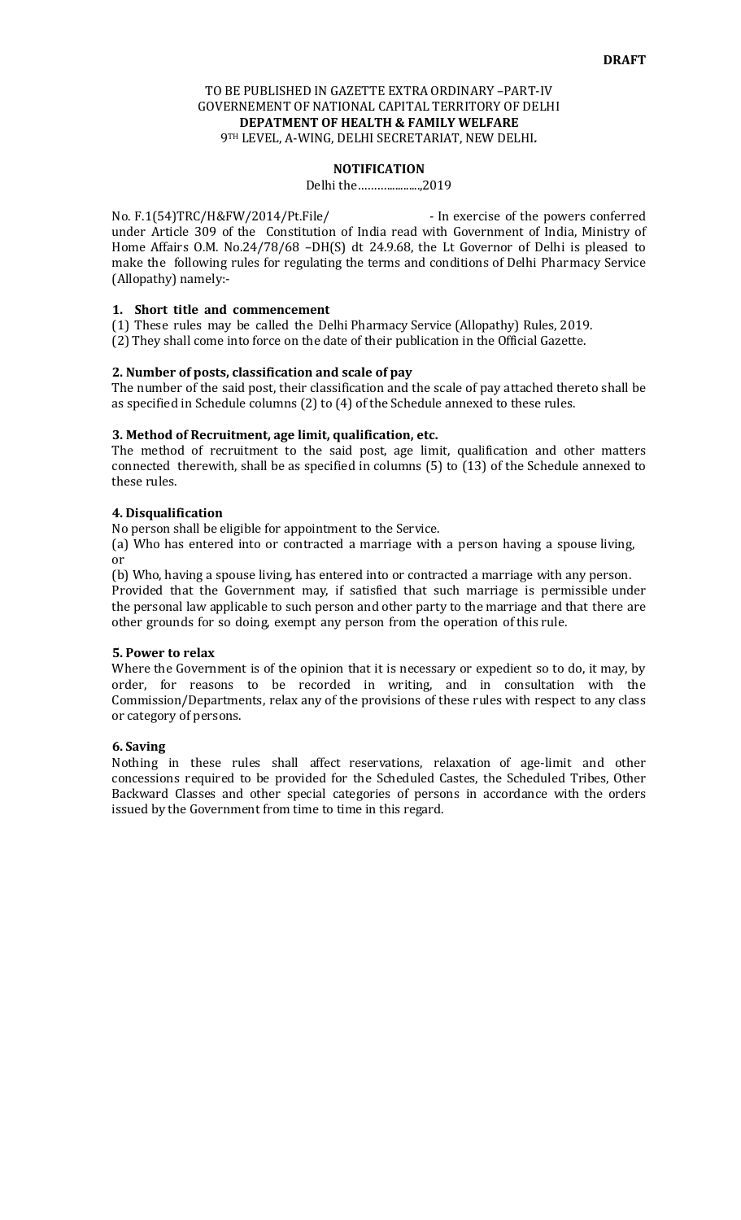**DRAFT**

TO BE PUBLISHED IN GAZETTE EXTRA ORDINARY –PART-IV
GOVERNEMENT OF NATIONAL CAPITAL TERRITORY OF DELHI
**DEPATMENT OF HEALTH & FAMILY WELFARE**
9TH LEVEL, A-WING, DELHI SECRETARIAT, NEW DELHI.

**NOTIFICATION**

Delhi the………………..,2019

No. F.1(54)TRC/H&FW/2014/Pt.File/ - In exercise of the powers conferred under Article 309 of the Constitution of India read with Government of India, Ministry of Home Affairs O.M. No.24/78/68 –DH(S) dt 24.9.68, the Lt Governor of Delhi is pleased to make the following rules for regulating the terms and conditions of Delhi Pharmacy Service (Allopathy) namely:-

**1. Short title and commencement**

(1) These rules may be called the Delhi Pharmacy Service (Allopathy) Rules, 2019.

(2) They shall come into force on the date of their publication in the Official Gazette.

**2. Number of posts, classification and scale of pay**

The number of the said post, their classification and the scale of pay attached thereto shall be as specified in Schedule columns (2) to (4) of the Schedule annexed to these rules.

**3. Method of Recruitment, age limit, qualification, etc.**

The method of recruitment to the said post, age limit, qualification and other matters connected therewith, shall be as specified in columns (5) to (13) of the Schedule annexed to these rules.

**4. Disqualification**

No person shall be eligible for appointment to the Service.

(a) Who has entered into or contracted a marriage with a person having a spouse living, or

(b) Who, having a spouse living, has entered into or contracted a marriage with any person.

Provided that the Government may, if satisfied that such marriage is permissible under the personal law applicable to such person and other party to the marriage and that there are other grounds for so doing, exempt any person from the operation of this rule.

**5. Power to relax**

Where the Government is of the opinion that it is necessary or expedient so to do, it may, by order, for reasons to be recorded in writing, and in consultation with the Commission/Departments, relax any of the provisions of these rules with respect to any class or category of persons.

**6. Saving**

Nothing in these rules shall affect reservations, relaxation of age-limit and other concessions required to be provided for the Scheduled Castes, the Scheduled Tribes, Other Backward Classes and other special categories of persons in accordance with the orders issued by the Government from time to time in this regard.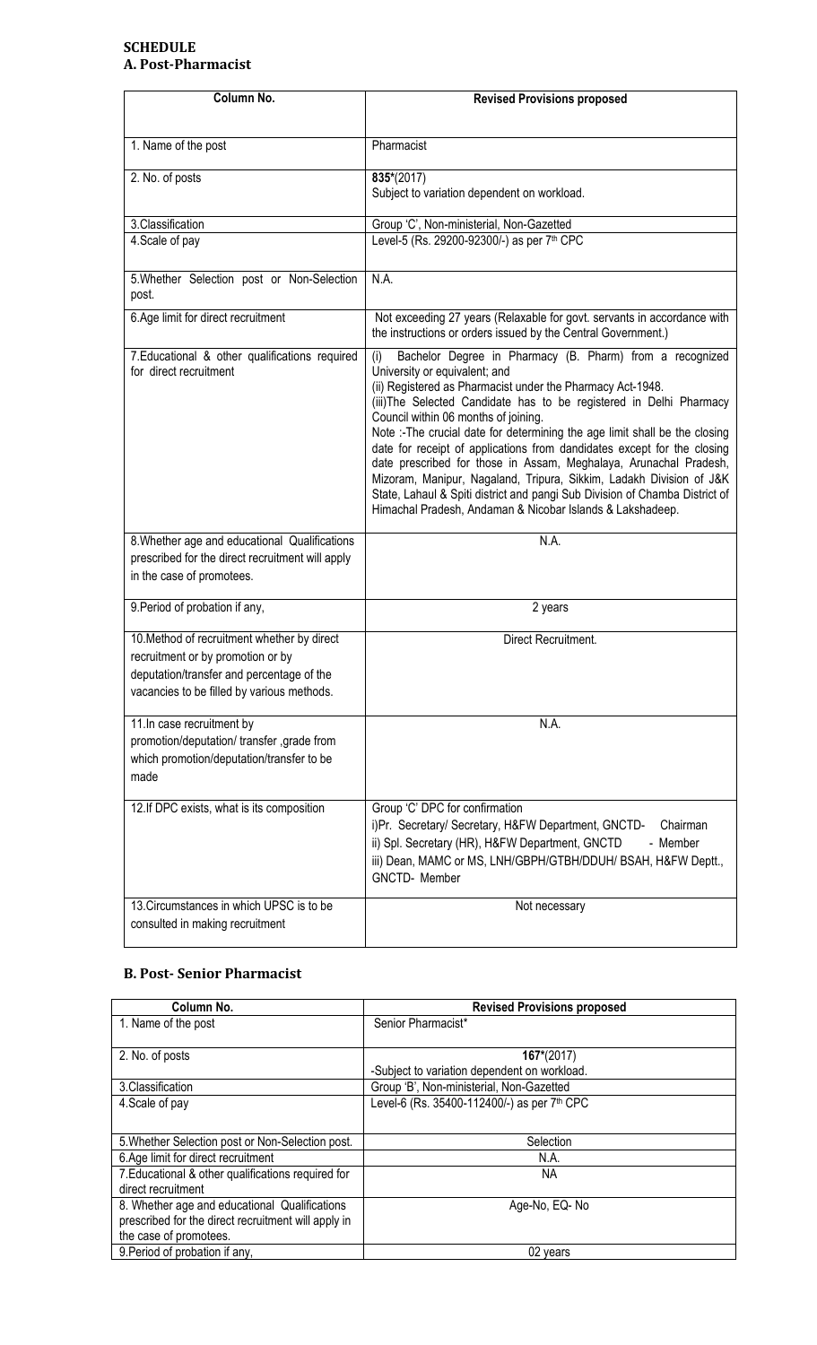# SCHEDULE

## A. Post-Pharmacist

| Column No. | Revised Provisions proposed |
|---|---|
| 1. Name of the post | Pharmacist |
| 2. No. of posts | **835***(2017)<br>Subject to variation dependent on workload. |
| 3.Classification | Group 'C', Non-ministerial, Non-Gazetted |
| 4.Scale of pay | Level-5 (Rs. 29200-92300/-) as per 7th CPC |
| 5.Whether Selection post or Non-Selection post. | N.A. |
| 6.Age limit for direct recruitment | Not exceeding 27 years (Relaxable for govt. servants in accordance with the instructions or orders issued by the Central Government.) |
| 7.Educational & other qualifications required for direct recruitment | (i) Bachelor Degree in Pharmacy (B. Pharm) from a recognized University or equivalent; and<br>(ii) Registered as Pharmacist under the Pharmacy Act-1948.<br>(iii)The Selected Candidate has to be registered in Delhi Pharmacy Council within 06 months of joining.<br>Note :-The crucial date for determining the age limit shall be the closing date for receipt of applications from dandidates except for the closing date prescribed for those in Assam, Meghalaya, Arunachal Pradesh, Mizoram, Manipur, Nagaland, Tripura, Sikkim, Ladakh Division of J&K State, Lahaul & Spiti district and pangi Sub Division of Chamba District of Himachal Pradesh, Andaman & Nicobar Islands & Lakshadeep. |
| 8.Whether age and educational Qualifications prescribed for the direct recruitment will apply in the case of promotees. | N.A. |
| 9.Period of probation if any, | 2 years |
| 10.Method of recruitment whether by direct recruitment or by promotion or by deputation/transfer and percentage of the vacancies to be filled by various methods. | Direct Recruitment. |
| 11.In case recruitment by promotion/deputation/ transfer ,grade from which promotion/deputation/transfer to be made | N.A. |
| 12.If DPC exists, what is its composition | Group 'C' DPC for confirmation<br>i)Pr. Secretary/ Secretary, H&FW Department, GNCTD- Chairman<br>ii) Spl. Secretary (HR), H&FW Department, GNCTD - Member<br>iii) Dean, MAMC or MS, LNH/GBPH/GTBH/DDUH/ BSAH, H&FW Deptt., GNCTD- Member |
| 13.Circumstances in which UPSC is to be consulted in making recruitment | Not necessary |

## B. Post- Senior Pharmacist

| Column No. | Revised Provisions proposed |
|---|---|
| 1. Name of the post | Senior Pharmacist* |
| 2. No. of posts | **167***(2017)<br>-Subject to variation dependent on workload. |
| 3.Classification | Group 'B', Non-ministerial, Non-Gazetted |
| 4.Scale of pay | Level-6 (Rs. 35400-112400/-) as per 7th CPC |
| 5.Whether Selection post or Non-Selection post. | Selection |
| 6.Age limit for direct recruitment | N.A. |
| 7.Educational & other qualifications required for direct recruitment | NA |
| 8. Whether age and educational Qualifications prescribed for the direct recruitment will apply in the case of promotees. | Age-No, EQ- No |
| 9.Period of probation if any, | 02 years |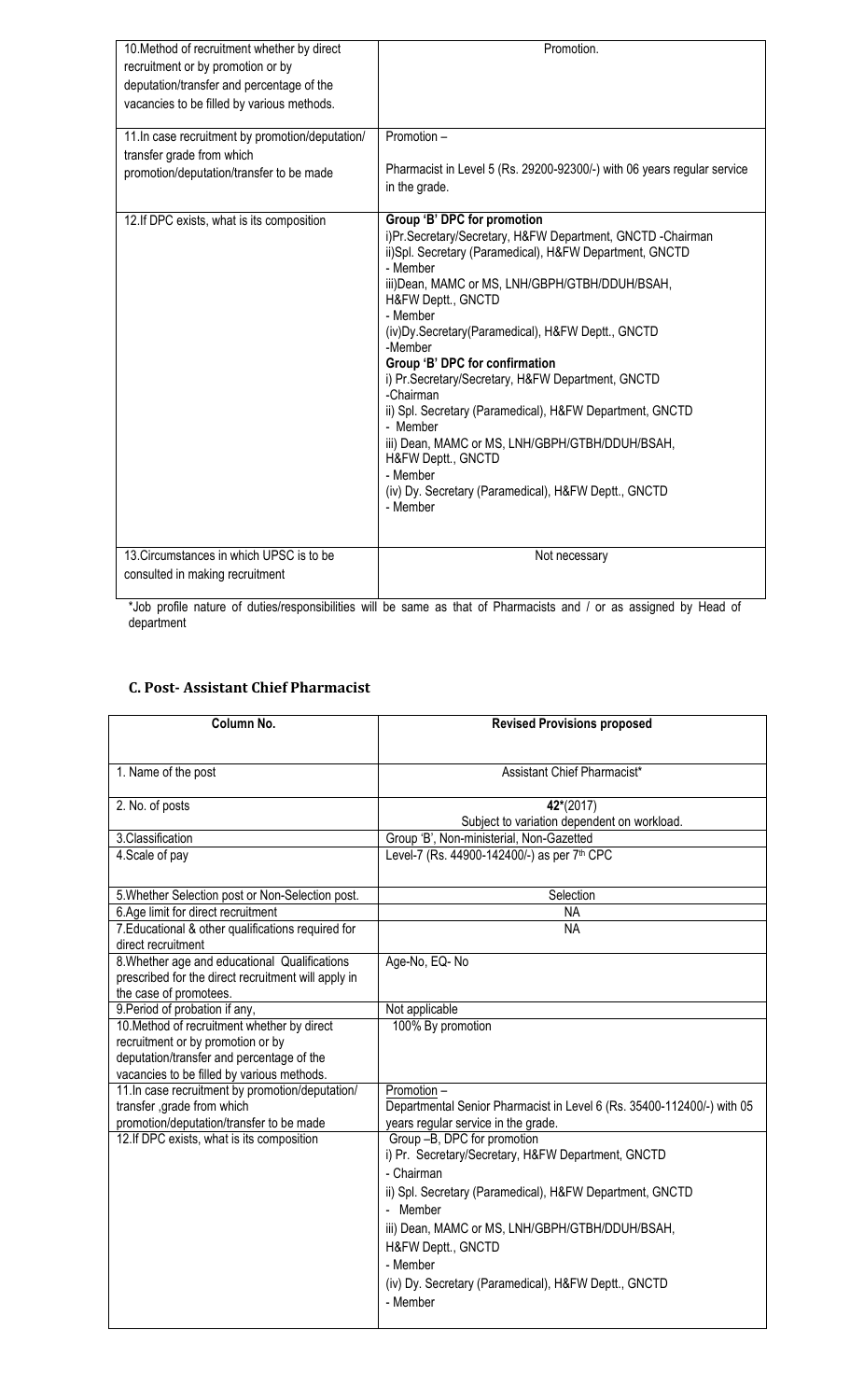| | |
|---|---|
| 10.Method of recruitment whether by direct recruitment or by promotion or by deputation/transfer and percentage of the vacancies to be filled by various methods. | Promotion. |
| 11.In case recruitment by promotion/deputation/ transfer grade from which promotion/deputation/transfer to be made | Promotion – <br><br> Pharmacist in Level 5 (Rs. 29200-92300/-) with 06 years regular service in the grade. |
| 12.If DPC exists, what is its composition | **Group 'B' DPC for promotion** <br> i)Pr.Secretary/Secretary, H&FW Department, GNCTD -Chairman <br> ii)Spl. Secretary (Paramedical), H&FW Department, GNCTD - Member <br> iii)Dean, MAMC or MS, LNH/GBPH/GTBH/DDUH/BSAH, H&FW Deptt., GNCTD - Member <br> (iv)Dy.Secretary(Paramedical), H&FW Deptt., GNCTD -Member <br> **Group 'B' DPC for confirmation** <br> i) Pr.Secretary/Secretary, H&FW Department, GNCTD -Chairman <br> ii) Spl. Secretary (Paramedical), H&FW Department, GNCTD - Member <br> iii) Dean, MAMC or MS, LNH/GBPH/GTBH/DDUH/BSAH, H&FW Deptt., GNCTD - Member <br> (iv) Dy. Secretary (Paramedical), H&FW Deptt., GNCTD - Member |
| 13.Circumstances in which UPSC is to be consulted in making recruitment | Not necessary |

*Job profile nature of duties/responsibilities will be same as that of Pharmacists and / or as assigned by Head of department

## C. Post- Assistant Chief Pharmacist

| Column No. | Revised Provisions proposed |
|---|---|
| 1. Name of the post | Assistant Chief Pharmacist* |
| 2. No. of posts | 42*(2017) <br> Subject to variation dependent on workload. |
| 3.Classification | Group 'B', Non-ministerial, Non-Gazetted |
| 4.Scale of pay | Level-7 (Rs. 44900-142400/-) as per 7th CPC |
| 5.Whether Selection post or Non-Selection post. | Selection |
| 6.Age limit for direct recruitment | NA |
| 7.Educational & other qualifications required for direct recruitment | NA |
| 8.Whether age and educational Qualifications prescribed for the direct recruitment will apply in the case of promotees. | Age-No, EQ- No |
| 9.Period of probation if any, | Not applicable |
| 10.Method of recruitment whether by direct recruitment or by promotion or by deputation/transfer and percentage of the vacancies to be filled by various methods. | 100% By promotion |
| 11.In case recruitment by promotion/deputation/ transfer ,grade from which promotion/deputation/transfer to be made | Promotion – <br> Departmental Senior Pharmacist in Level 6 (Rs. 35400-112400/-) with 05 years regular service in the grade. |
| 12.If DPC exists, what is its composition | Group –B, DPC for promotion <br> i) Pr. Secretary/Secretary, H&FW Department, GNCTD <br> - Chairman <br> ii) Spl. Secretary (Paramedical), H&FW Department, GNCTD <br> - Member <br> iii) Dean, MAMC or MS, LNH/GBPH/GTBH/DDUH/BSAH, <br> H&FW Deptt., GNCTD <br> - Member <br> (iv) Dy. Secretary (Paramedical), H&FW Deptt., GNCTD <br> - Member |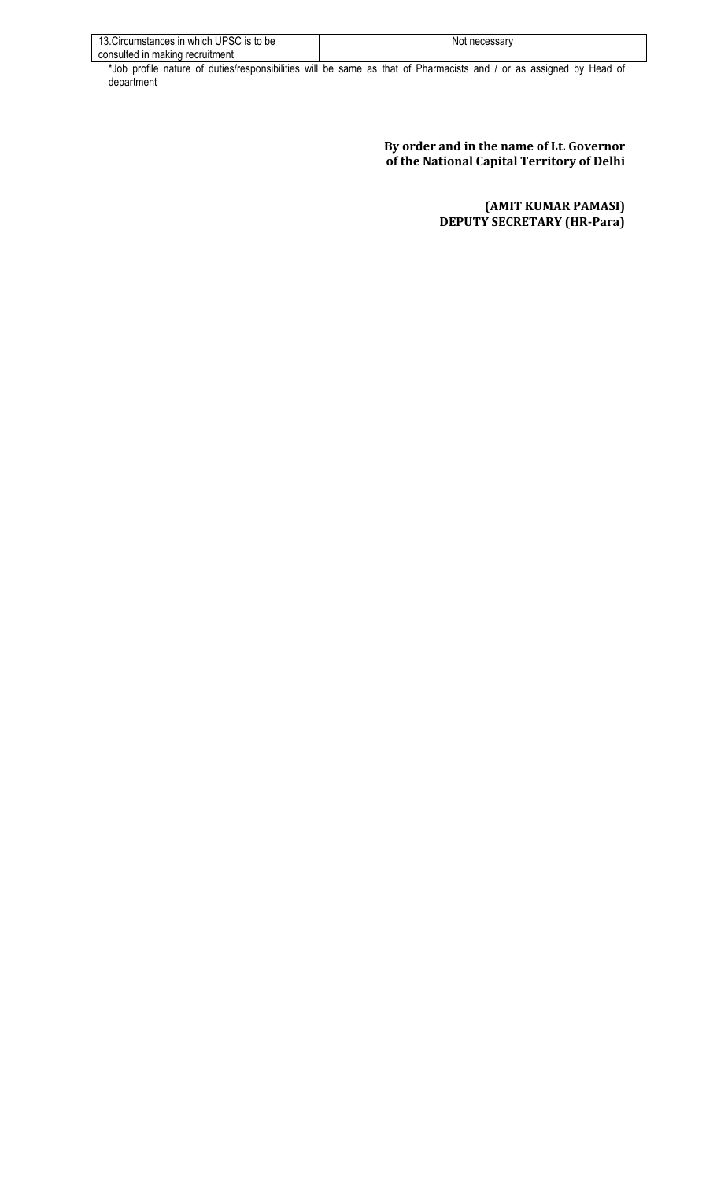| | |
|---|---|
| 13.Circumstances in which UPSC is to be consulted in making recruitment | Not necessary |

*Job profile nature of duties/responsibilities will be same as that of Pharmacists and / or as assigned by Head of department

**By order and in the name of Lt. Governor of the National Capital Territory of Delhi**

**(AMIT KUMAR PAMASI)**
**DEPUTY SECRETARY (HR-Para)**